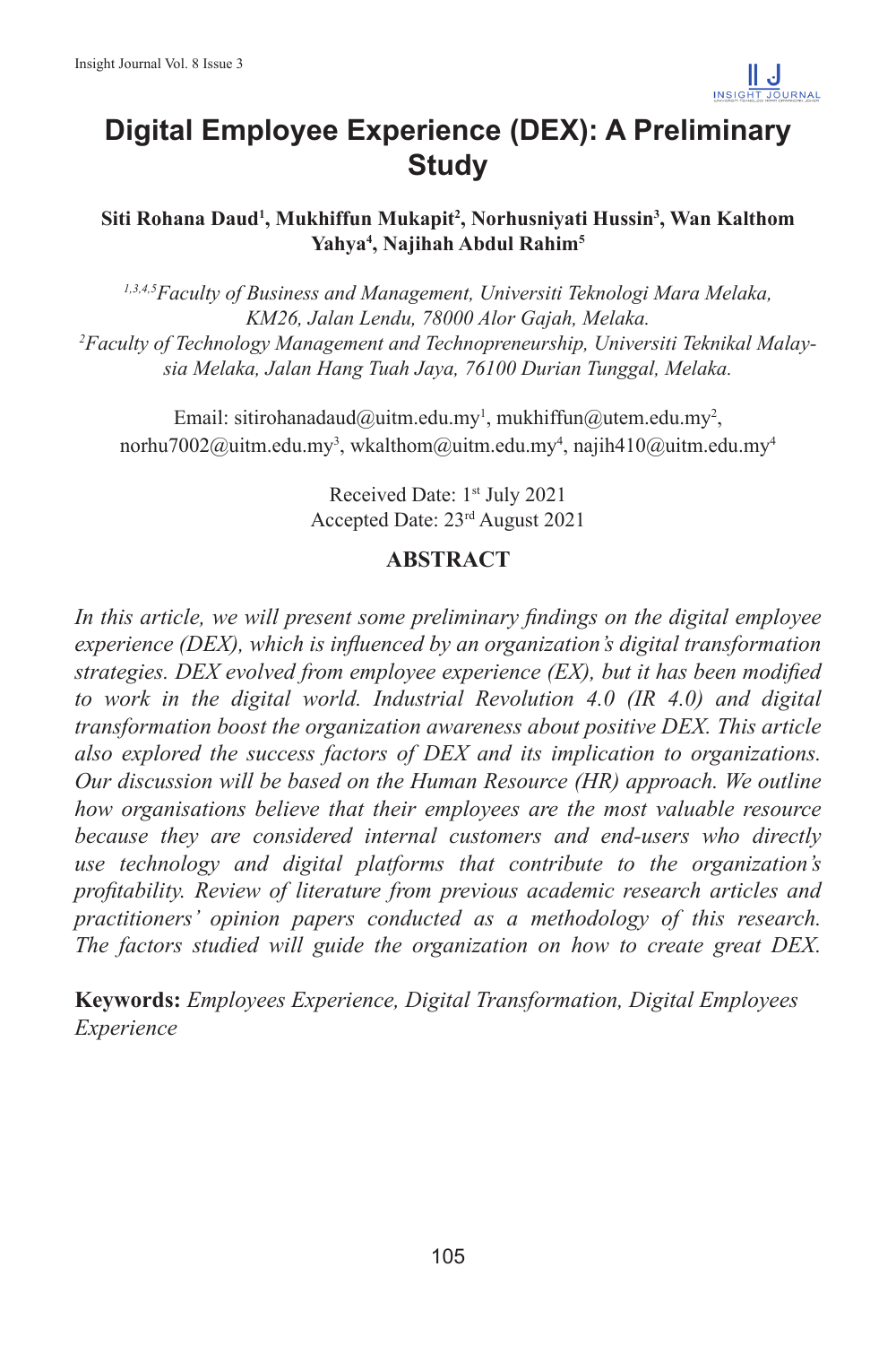# Digital Employee Experience (DEX): A Preliminary Study

**Siti Rohana Daud[1], Mukhiffun Mukapit[2], Norhusniyati Hussin[3], Wan Kalthom Yahya[4], Najihah Abdul Rahim[5]**

*[1,3,4,5]Faculty of Business and Management, Universiti Teknologi Mara Melaka, KM26, Jalan Lendu, 78000 Alor Gajah, Melaka.*
*[2]Faculty of Technology Management and Technopreneurship, Universiti Teknikal Malaysia Melaka, Jalan Hang Tuah Jaya, 76100 Durian Tunggal, Melaka.*

Email: sitirohanadaud@uitm.edu.my[1], mukhiffun@utem.edu.my[2], norhu7002@uitm.edu.my[3], wkalthom@uitm.edu.my[4], najih410@uitm.edu.my[4]

Received Date: 1st July 2021
Accepted Date: 23rd August 2021

## ABSTRACT

*In this article, we will present some preliminary findings on the digital employee experience (DEX), which is influenced by an organization's digital transformation strategies. DEX evolved from employee experience (EX), but it has been modified to work in the digital world. Industrial Revolution 4.0 (IR 4.0) and digital transformation boost the organization awareness about positive DEX. This article also explored the success factors of DEX and its implication to organizations. Our discussion will be based on the Human Resource (HR) approach. We outline how organisations believe that their employees are the most valuable resource because they are considered internal customers and end-users who directly use technology and digital platforms that contribute to the organization's profitability. Review of literature from previous academic research articles and practitioners' opinion papers conducted as a methodology of this research. The factors studied will guide the organization on how to create great DEX.*

**Keywords:** *Employees Experience, Digital Transformation, Digital Employees Experience*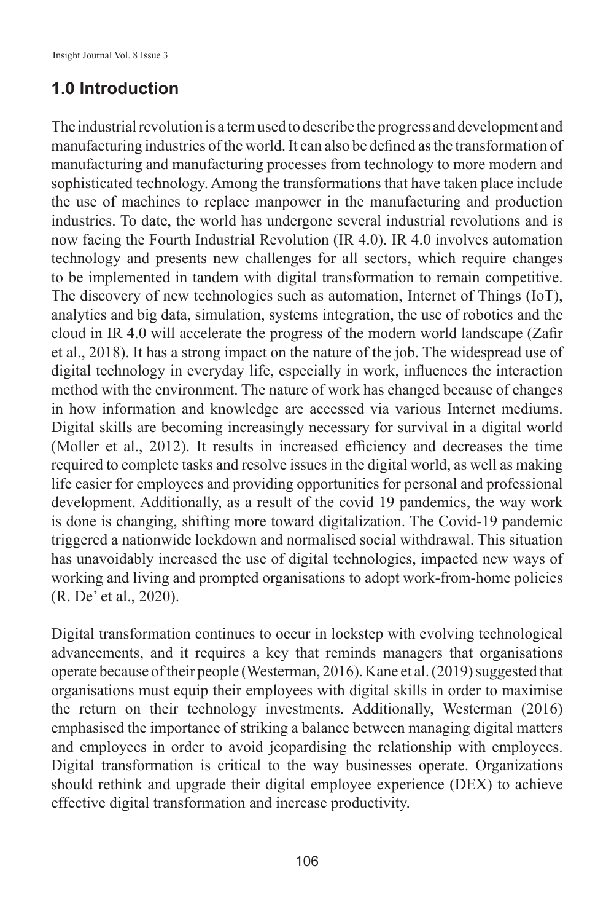## 1.0 Introduction

The industrial revolution is a term used to describe the progress and development and manufacturing industries of the world. It can also be defined as the transformation of manufacturing and manufacturing processes from technology to more modern and sophisticated technology. Among the transformations that have taken place include the use of machines to replace manpower in the manufacturing and production industries. To date, the world has undergone several industrial revolutions and is now facing the Fourth Industrial Revolution (IR 4.0). IR 4.0 involves automation technology and presents new challenges for all sectors, which require changes to be implemented in tandem with digital transformation to remain competitive. The discovery of new technologies such as automation, Internet of Things (IoT), analytics and big data, simulation, systems integration, the use of robotics and the cloud in IR 4.0 will accelerate the progress of the modern world landscape (Zafir et al., 2018). It has a strong impact on the nature of the job. The widespread use of digital technology in everyday life, especially in work, influences the interaction method with the environment. The nature of work has changed because of changes in how information and knowledge are accessed via various Internet mediums. Digital skills are becoming increasingly necessary for survival in a digital world (Moller et al., 2012). It results in increased efficiency and decreases the time required to complete tasks and resolve issues in the digital world, as well as making life easier for employees and providing opportunities for personal and professional development. Additionally, as a result of the covid 19 pandemics, the way work is done is changing, shifting more toward digitalization. The Covid-19 pandemic triggered a nationwide lockdown and normalised social withdrawal. This situation has unavoidably increased the use of digital technologies, impacted new ways of working and living and prompted organisations to adopt work-from-home policies (R. De' et al., 2020).

Digital transformation continues to occur in lockstep with evolving technological advancements, and it requires a key that reminds managers that organisations operate because of their people (Westerman, 2016). Kane et al. (2019) suggested that organisations must equip their employees with digital skills in order to maximise the return on their technology investments. Additionally, Westerman (2016) emphasised the importance of striking a balance between managing digital matters and employees in order to avoid jeopardising the relationship with employees. Digital transformation is critical to the way businesses operate. Organizations should rethink and upgrade their digital employee experience (DEX) to achieve effective digital transformation and increase productivity.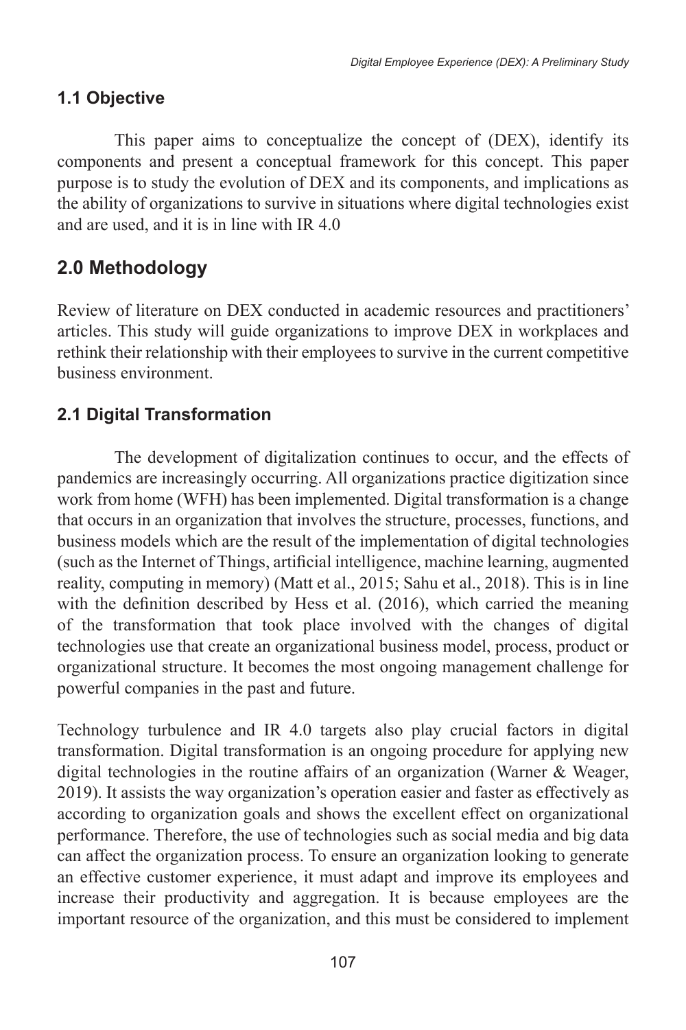### 1.1 Objective

This paper aims to conceptualize the concept of (DEX), identify its components and present a conceptual framework for this concept. This paper purpose is to study the evolution of DEX and its components, and implications as the ability of organizations to survive in situations where digital technologies exist and are used, and it is in line with IR 4.0

## 2.0 Methodology

Review of literature on DEX conducted in academic resources and practitioners' articles. This study will guide organizations to improve DEX in workplaces and rethink their relationship with their employees to survive in the current competitive business environment.

### 2.1 Digital Transformation

The development of digitalization continues to occur, and the effects of pandemics are increasingly occurring. All organizations practice digitization since work from home (WFH) has been implemented. Digital transformation is a change that occurs in an organization that involves the structure, processes, functions, and business models which are the result of the implementation of digital technologies (such as the Internet of Things, artificial intelligence, machine learning, augmented reality, computing in memory) (Matt et al., 2015; Sahu et al., 2018). This is in line with the definition described by Hess et al. (2016), which carried the meaning of the transformation that took place involved with the changes of digital technologies use that create an organizational business model, process, product or organizational structure. It becomes the most ongoing management challenge for powerful companies in the past and future.

Technology turbulence and IR 4.0 targets also play crucial factors in digital transformation. Digital transformation is an ongoing procedure for applying new digital technologies in the routine affairs of an organization (Warner & Weager, 2019). It assists the way organization's operation easier and faster as effectively as according to organization goals and shows the excellent effect on organizational performance. Therefore, the use of technologies such as social media and big data can affect the organization process. To ensure an organization looking to generate an effective customer experience, it must adapt and improve its employees and increase their productivity and aggregation. It is because employees are the important resource of the organization, and this must be considered to implement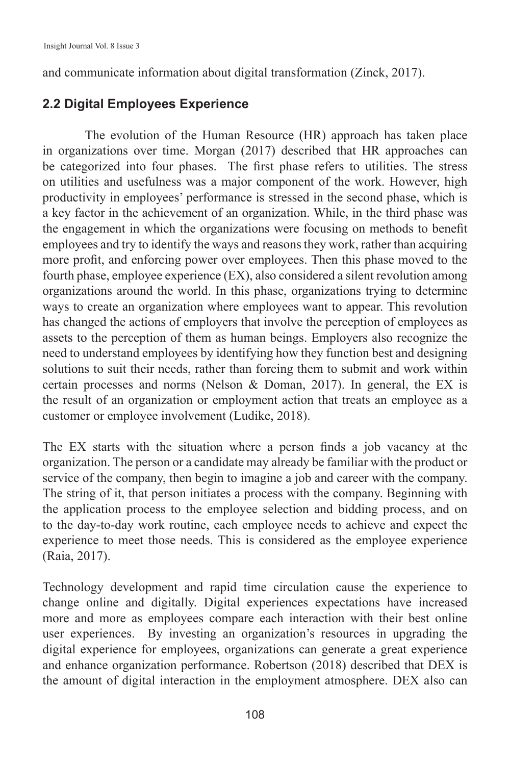and communicate information about digital transformation (Zinck, 2017).

### 2.2 Digital Employees Experience

The evolution of the Human Resource (HR) approach has taken place in organizations over time. Morgan (2017) described that HR approaches can be categorized into four phases. The first phase refers to utilities. The stress on utilities and usefulness was a major component of the work. However, high productivity in employees' performance is stressed in the second phase, which is a key factor in the achievement of an organization. While, in the third phase was the engagement in which the organizations were focusing on methods to benefit employees and try to identify the ways and reasons they work, rather than acquiring more profit, and enforcing power over employees. Then this phase moved to the fourth phase, employee experience (EX), also considered a silent revolution among organizations around the world. In this phase, organizations trying to determine ways to create an organization where employees want to appear. This revolution has changed the actions of employers that involve the perception of employees as assets to the perception of them as human beings. Employers also recognize the need to understand employees by identifying how they function best and designing solutions to suit their needs, rather than forcing them to submit and work within certain processes and norms (Nelson & Doman, 2017). In general, the EX is the result of an organization or employment action that treats an employee as a customer or employee involvement (Ludike, 2018).

The EX starts with the situation where a person finds a job vacancy at the organization. The person or a candidate may already be familiar with the product or service of the company, then begin to imagine a job and career with the company. The string of it, that person initiates a process with the company. Beginning with the application process to the employee selection and bidding process, and on to the day-to-day work routine, each employee needs to achieve and expect the experience to meet those needs. This is considered as the employee experience (Raia, 2017).

Technology development and rapid time circulation cause the experience to change online and digitally. Digital experiences expectations have increased more and more as employees compare each interaction with their best online user experiences. By investing an organization's resources in upgrading the digital experience for employees, organizations can generate a great experience and enhance organization performance. Robertson (2018) described that DEX is the amount of digital interaction in the employment atmosphere. DEX also can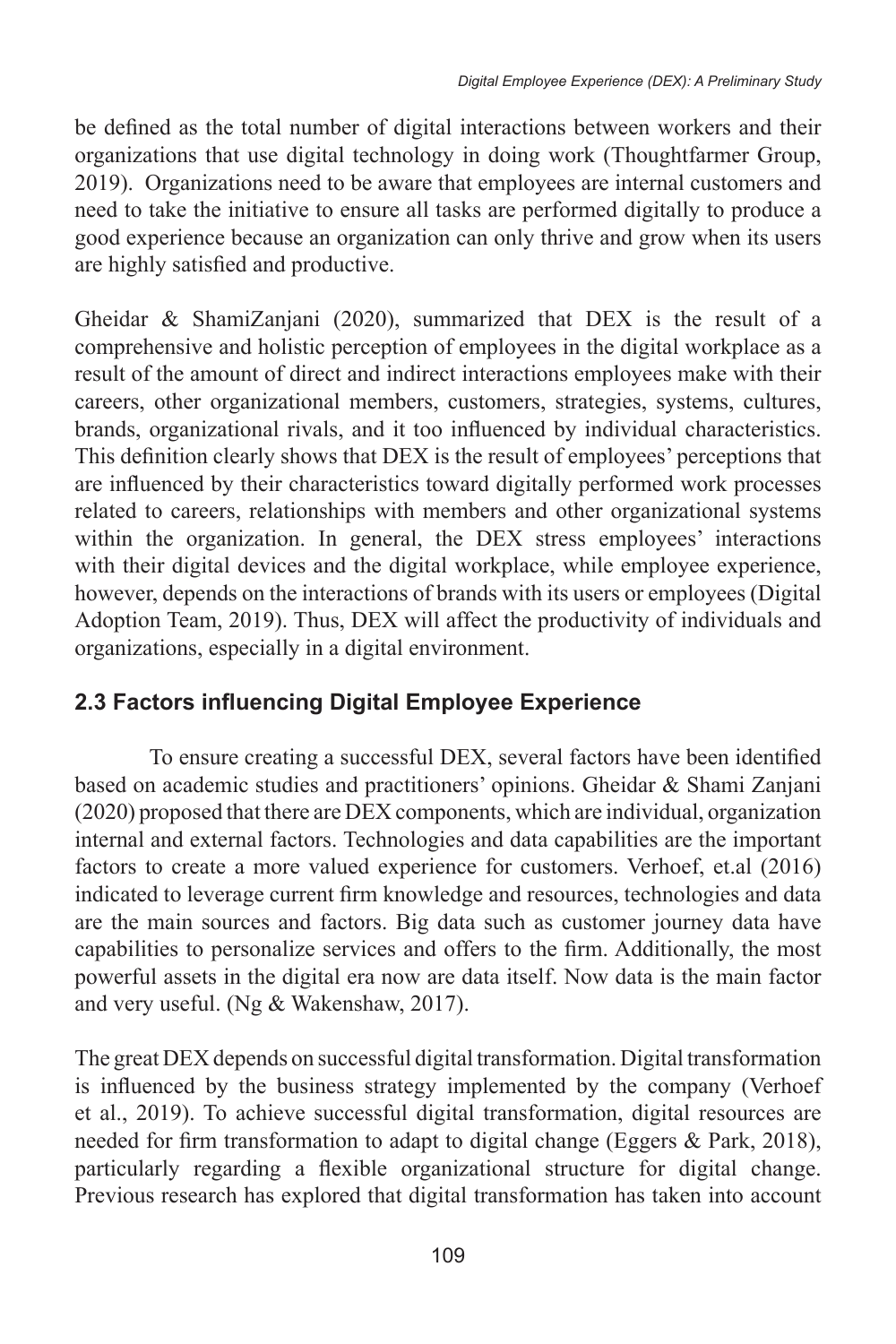be defined as the total number of digital interactions between workers and their organizations that use digital technology in doing work (Thoughtfarmer Group, 2019). Organizations need to be aware that employees are internal customers and need to take the initiative to ensure all tasks are performed digitally to produce a good experience because an organization can only thrive and grow when its users are highly satisfied and productive.

Gheidar & ShamiZanjani (2020), summarized that DEX is the result of a comprehensive and holistic perception of employees in the digital workplace as a result of the amount of direct and indirect interactions employees make with their careers, other organizational members, customers, strategies, systems, cultures, brands, organizational rivals, and it too influenced by individual characteristics. This definition clearly shows that DEX is the result of employees' perceptions that are influenced by their characteristics toward digitally performed work processes related to careers, relationships with members and other organizational systems within the organization. In general, the DEX stress employees' interactions with their digital devices and the digital workplace, while employee experience, however, depends on the interactions of brands with its users or employees (Digital Adoption Team, 2019). Thus, DEX will affect the productivity of individuals and organizations, especially in a digital environment.

## 2.3 Factors influencing Digital Employee Experience

To ensure creating a successful DEX, several factors have been identified based on academic studies and practitioners' opinions. Gheidar & Shami Zanjani (2020) proposed that there are DEX components, which are individual, organization internal and external factors. Technologies and data capabilities are the important factors to create a more valued experience for customers. Verhoef, et.al (2016) indicated to leverage current firm knowledge and resources, technologies and data are the main sources and factors. Big data such as customer journey data have capabilities to personalize services and offers to the firm. Additionally, the most powerful assets in the digital era now are data itself. Now data is the main factor and very useful. (Ng & Wakenshaw, 2017).

The great DEX depends on successful digital transformation. Digital transformation is influenced by the business strategy implemented by the company (Verhoef et al., 2019). To achieve successful digital transformation, digital resources are needed for firm transformation to adapt to digital change (Eggers & Park, 2018), particularly regarding a flexible organizational structure for digital change. Previous research has explored that digital transformation has taken into account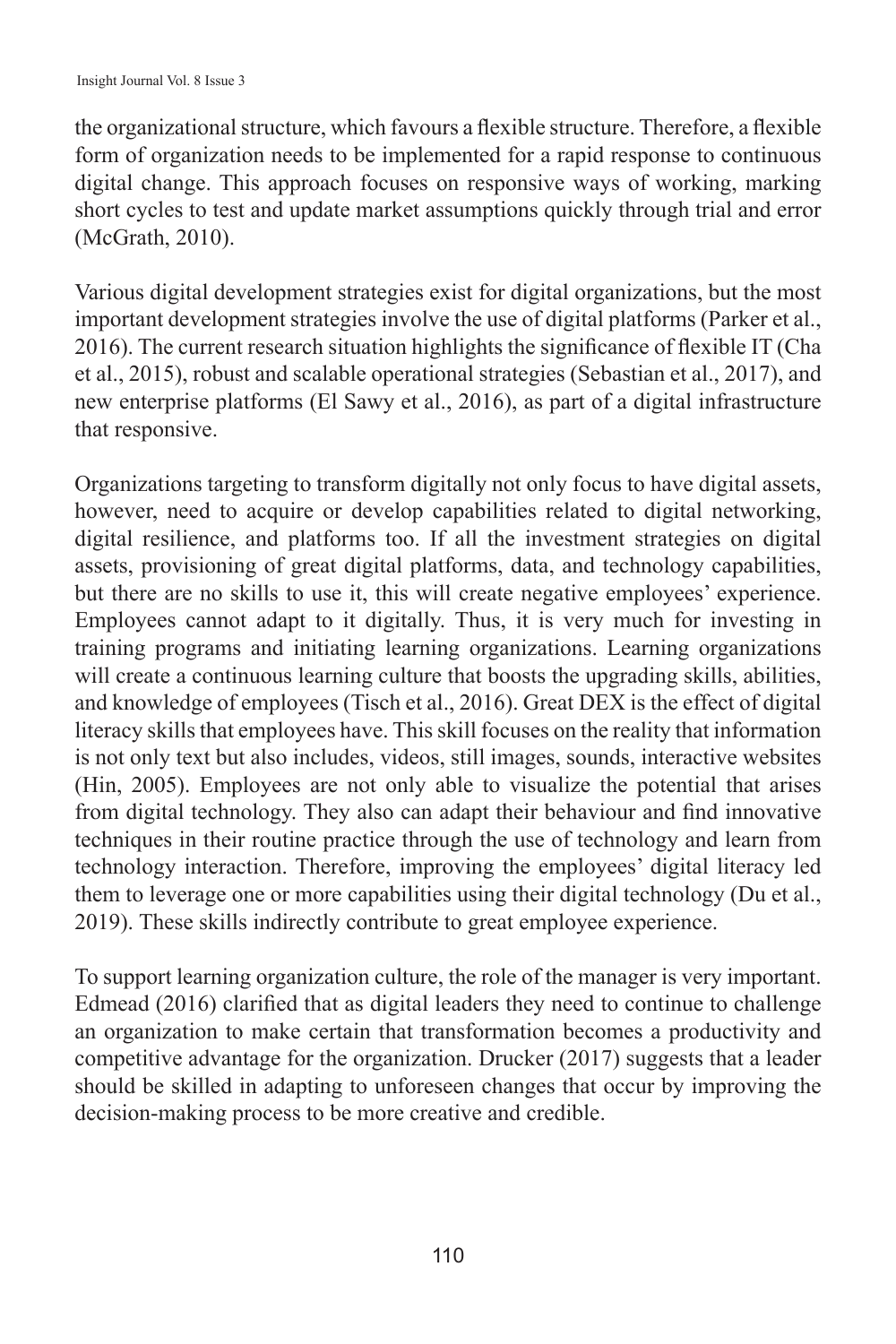the organizational structure, which favours a flexible structure. Therefore, a flexible form of organization needs to be implemented for a rapid response to continuous digital change. This approach focuses on responsive ways of working, marking short cycles to test and update market assumptions quickly through trial and error (McGrath, 2010).

Various digital development strategies exist for digital organizations, but the most important development strategies involve the use of digital platforms (Parker et al., 2016). The current research situation highlights the significance of flexible IT (Cha et al., 2015), robust and scalable operational strategies (Sebastian et al., 2017), and new enterprise platforms (El Sawy et al., 2016), as part of a digital infrastructure that responsive.

Organizations targeting to transform digitally not only focus to have digital assets, however, need to acquire or develop capabilities related to digital networking, digital resilience, and platforms too. If all the investment strategies on digital assets, provisioning of great digital platforms, data, and technology capabilities, but there are no skills to use it, this will create negative employees' experience. Employees cannot adapt to it digitally. Thus, it is very much for investing in training programs and initiating learning organizations. Learning organizations will create a continuous learning culture that boosts the upgrading skills, abilities, and knowledge of employees (Tisch et al., 2016). Great DEX is the effect of digital literacy skills that employees have. This skill focuses on the reality that information is not only text but also includes, videos, still images, sounds, interactive websites (Hin, 2005). Employees are not only able to visualize the potential that arises from digital technology. They also can adapt their behaviour and find innovative techniques in their routine practice through the use of technology and learn from technology interaction. Therefore, improving the employees' digital literacy led them to leverage one or more capabilities using their digital technology (Du et al., 2019). These skills indirectly contribute to great employee experience.

To support learning organization culture, the role of the manager is very important. Edmead (2016) clarified that as digital leaders they need to continue to challenge an organization to make certain that transformation becomes a productivity and competitive advantage for the organization. Drucker (2017) suggests that a leader should be skilled in adapting to unforeseen changes that occur by improving the decision-making process to be more creative and credible.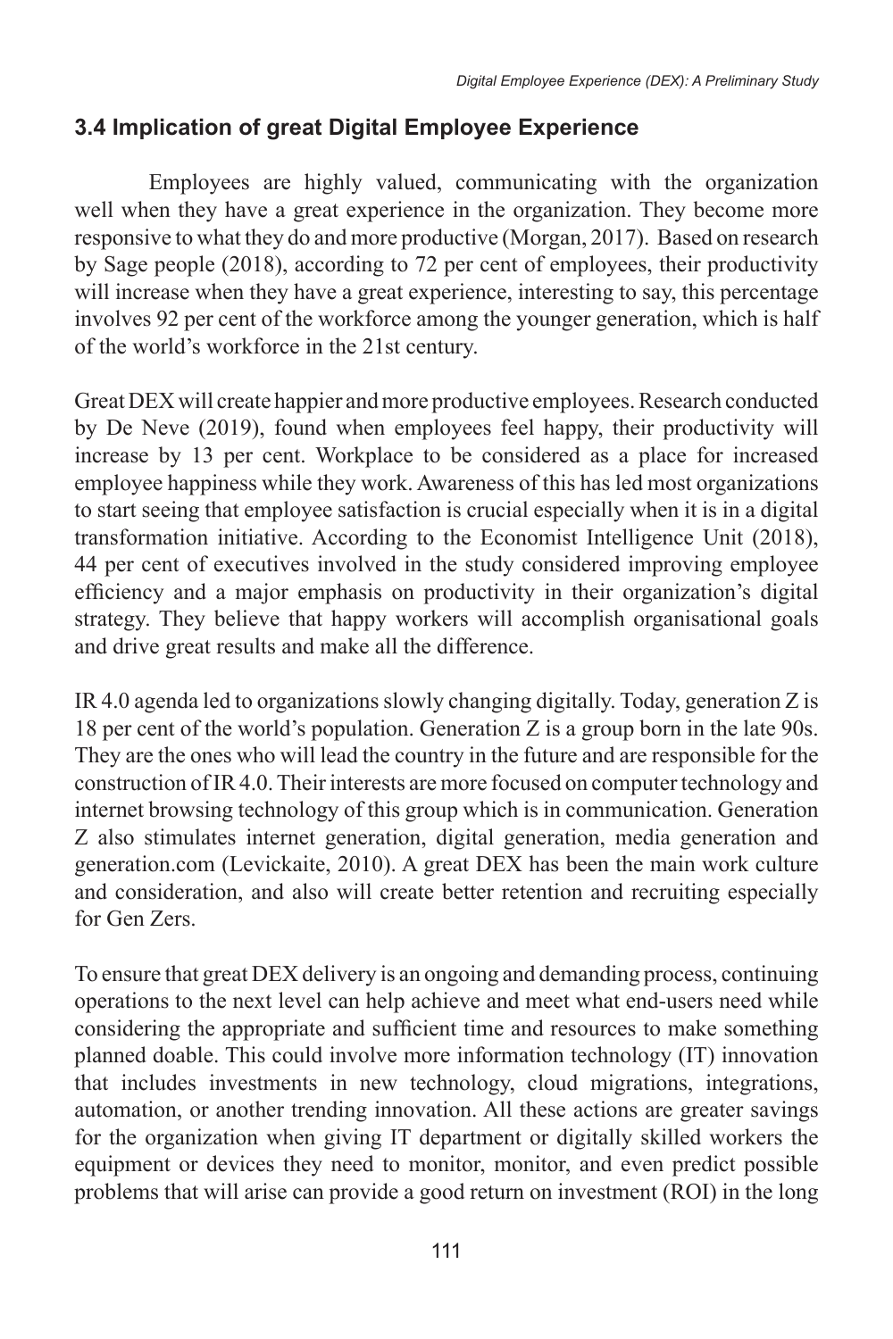### 3.4 Implication of great Digital Employee Experience

Employees are highly valued, communicating with the organization well when they have a great experience in the organization. They become more responsive to what they do and more productive (Morgan, 2017). Based on research by Sage people (2018), according to 72 per cent of employees, their productivity will increase when they have a great experience, interesting to say, this percentage involves 92 per cent of the workforce among the younger generation, which is half of the world's workforce in the 21st century.

Great DEX will create happier and more productive employees. Research conducted by De Neve (2019), found when employees feel happy, their productivity will increase by 13 per cent. Workplace to be considered as a place for increased employee happiness while they work. Awareness of this has led most organizations to start seeing that employee satisfaction is crucial especially when it is in a digital transformation initiative. According to the Economist Intelligence Unit (2018), 44 per cent of executives involved in the study considered improving employee efficiency and a major emphasis on productivity in their organization's digital strategy. They believe that happy workers will accomplish organisational goals and drive great results and make all the difference.

IR 4.0 agenda led to organizations slowly changing digitally. Today, generation Z is 18 per cent of the world's population. Generation Z is a group born in the late 90s. They are the ones who will lead the country in the future and are responsible for the construction of IR 4.0. Their interests are more focused on computer technology and internet browsing technology of this group which is in communication. Generation Z also stimulates internet generation, digital generation, media generation and generation.com (Levickaite, 2010). A great DEX has been the main work culture and consideration, and also will create better retention and recruiting especially for Gen Zers.

To ensure that great DEX delivery is an ongoing and demanding process, continuing operations to the next level can help achieve and meet what end-users need while considering the appropriate and sufficient time and resources to make something planned doable. This could involve more information technology (IT) innovation that includes investments in new technology, cloud migrations, integrations, automation, or another trending innovation. All these actions are greater savings for the organization when giving IT department or digitally skilled workers the equipment or devices they need to monitor, monitor, and even predict possible problems that will arise can provide a good return on investment (ROI) in the long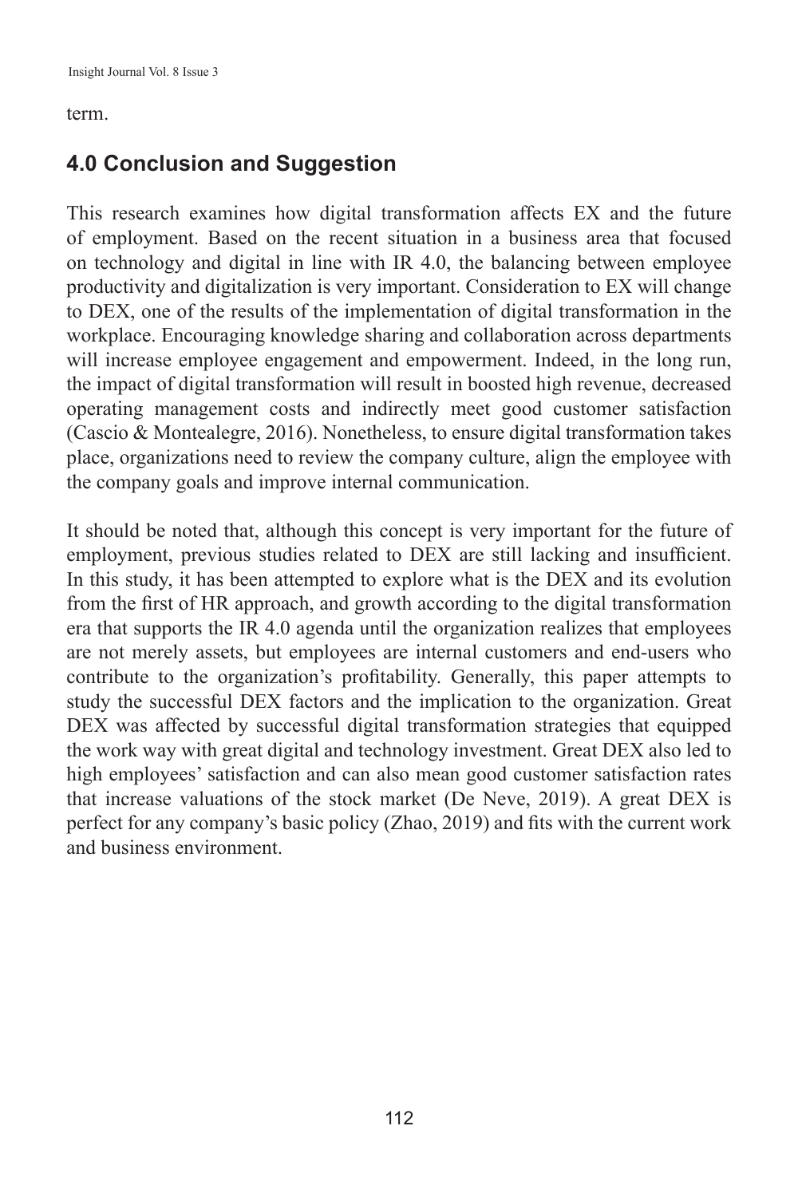term.

## 4.0 Conclusion and Suggestion

This research examines how digital transformation affects EX and the future of employment. Based on the recent situation in a business area that focused on technology and digital in line with IR 4.0, the balancing between employee productivity and digitalization is very important. Consideration to EX will change to DEX, one of the results of the implementation of digital transformation in the workplace. Encouraging knowledge sharing and collaboration across departments will increase employee engagement and empowerment. Indeed, in the long run, the impact of digital transformation will result in boosted high revenue, decreased operating management costs and indirectly meet good customer satisfaction (Cascio & Montealegre, 2016). Nonetheless, to ensure digital transformation takes place, organizations need to review the company culture, align the employee with the company goals and improve internal communication.

It should be noted that, although this concept is very important for the future of employment, previous studies related to DEX are still lacking and insufficient. In this study, it has been attempted to explore what is the DEX and its evolution from the first of HR approach, and growth according to the digital transformation era that supports the IR 4.0 agenda until the organization realizes that employees are not merely assets, but employees are internal customers and end-users who contribute to the organization's profitability. Generally, this paper attempts to study the successful DEX factors and the implication to the organization. Great DEX was affected by successful digital transformation strategies that equipped the work way with great digital and technology investment. Great DEX also led to high employees' satisfaction and can also mean good customer satisfaction rates that increase valuations of the stock market (De Neve, 2019). A great DEX is perfect for any company's basic policy (Zhao, 2019) and fits with the current work and business environment.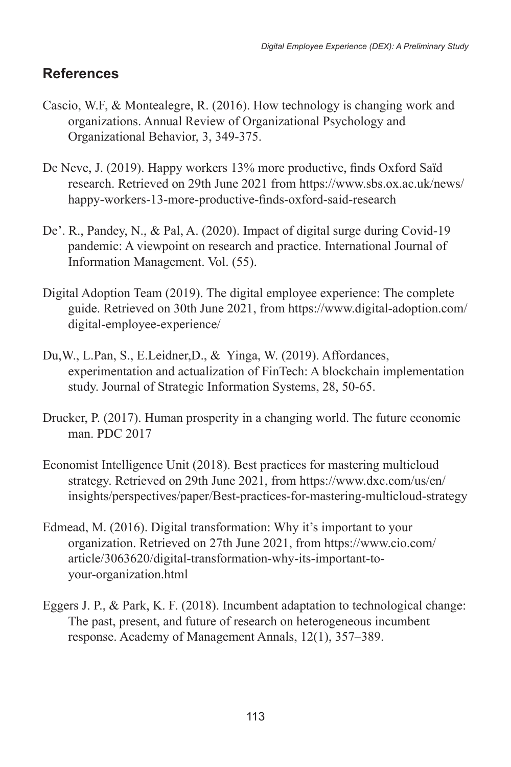## References

Cascio, W.F, & Montealegre, R. (2016). How technology is changing work and organizations. Annual Review of Organizational Psychology and Organizational Behavior, 3, 349-375.

De Neve, J. (2019). Happy workers 13% more productive, finds Oxford Saïd research. Retrieved on 29th June 2021 from https://www.sbs.ox.ac.uk/news/happy-workers-13-more-productive-finds-oxford-said-research

De'. R., Pandey, N., & Pal, A. (2020). Impact of digital surge during Covid-19 pandemic: A viewpoint on research and practice. International Journal of Information Management. Vol. (55).

Digital Adoption Team (2019). The digital employee experience: The complete guide. Retrieved on 30th June 2021, from https://www.digital-adoption.com/digital-employee-experience/

Du,W., L.Pan, S., E.Leidner,D., & Yinga, W. (2019). Affordances, experimentation and actualization of FinTech: A blockchain implementation study. Journal of Strategic Information Systems, 28, 50-65.

Drucker, P. (2017). Human prosperity in a changing world. The future economic man. PDC 2017

Economist Intelligence Unit (2018). Best practices for mastering multicloud strategy. Retrieved on 29th June 2021, from https://www.dxc.com/us/en/insights/perspectives/paper/Best-practices-for-mastering-multicloud-strategy

Edmead, M. (2016). Digital transformation: Why it's important to your organization. Retrieved on 27th June 2021, from https://www.cio.com/article/3063620/digital-transformation-why-its-important-to-your-organization.html

Eggers J. P., & Park, K. F. (2018). Incumbent adaptation to technological change: The past, present, and future of research on heterogeneous incumbent response. Academy of Management Annals, 12(1), 357–389.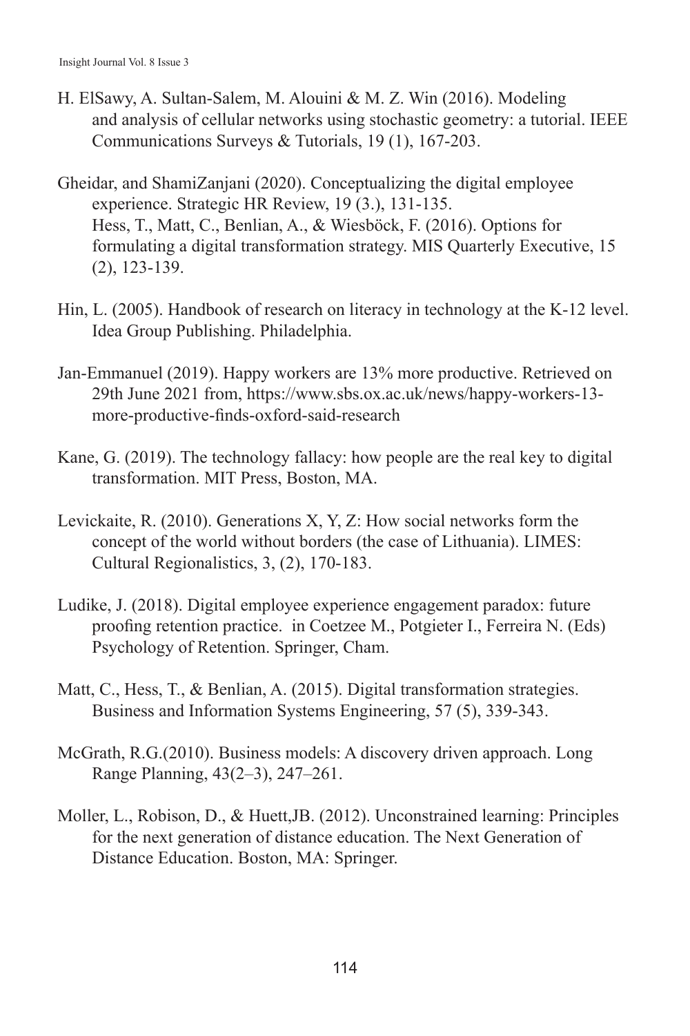H. ElSawy, A. Sultan-Salem, M. Alouini & M. Z. Win (2016). Modeling and analysis of cellular networks using stochastic geometry: a tutorial. IEEE Communications Surveys & Tutorials, 19 (1), 167-203.

Gheidar, and ShamiZanjani (2020). Conceptualizing the digital employee experience. Strategic HR Review, 19 (3.), 131-135.
Hess, T., Matt, C., Benlian, A., & Wiesböck, F. (2016). Options for formulating a digital transformation strategy. MIS Quarterly Executive, 15 (2), 123-139.

Hin, L. (2005). Handbook of research on literacy in technology at the K-12 level. Idea Group Publishing. Philadelphia.

Jan-Emmanuel (2019). Happy workers are 13% more productive. Retrieved on 29th June 2021 from, https://www.sbs.ox.ac.uk/news/happy-workers-13-more-productive-finds-oxford-said-research

Kane, G. (2019). The technology fallacy: how people are the real key to digital transformation. MIT Press, Boston, MA.

Levickaite, R. (2010). Generations X, Y, Z: How social networks form the concept of the world without borders (the case of Lithuania). LIMES: Cultural Regionalistics, 3, (2), 170-183.

Ludike, J. (2018). Digital employee experience engagement paradox: future proofing retention practice. in Coetzee M., Potgieter I., Ferreira N. (Eds) Psychology of Retention. Springer, Cham.

Matt, C., Hess, T., & Benlian, A. (2015). Digital transformation strategies. Business and Information Systems Engineering, 57 (5), 339-343.

McGrath, R.G.(2010). Business models: A discovery driven approach. Long Range Planning, 43(2–3), 247–261.

Moller, L., Robison, D., & Huett,JB. (2012). Unconstrained learning: Principles for the next generation of distance education. The Next Generation of Distance Education. Boston, MA: Springer.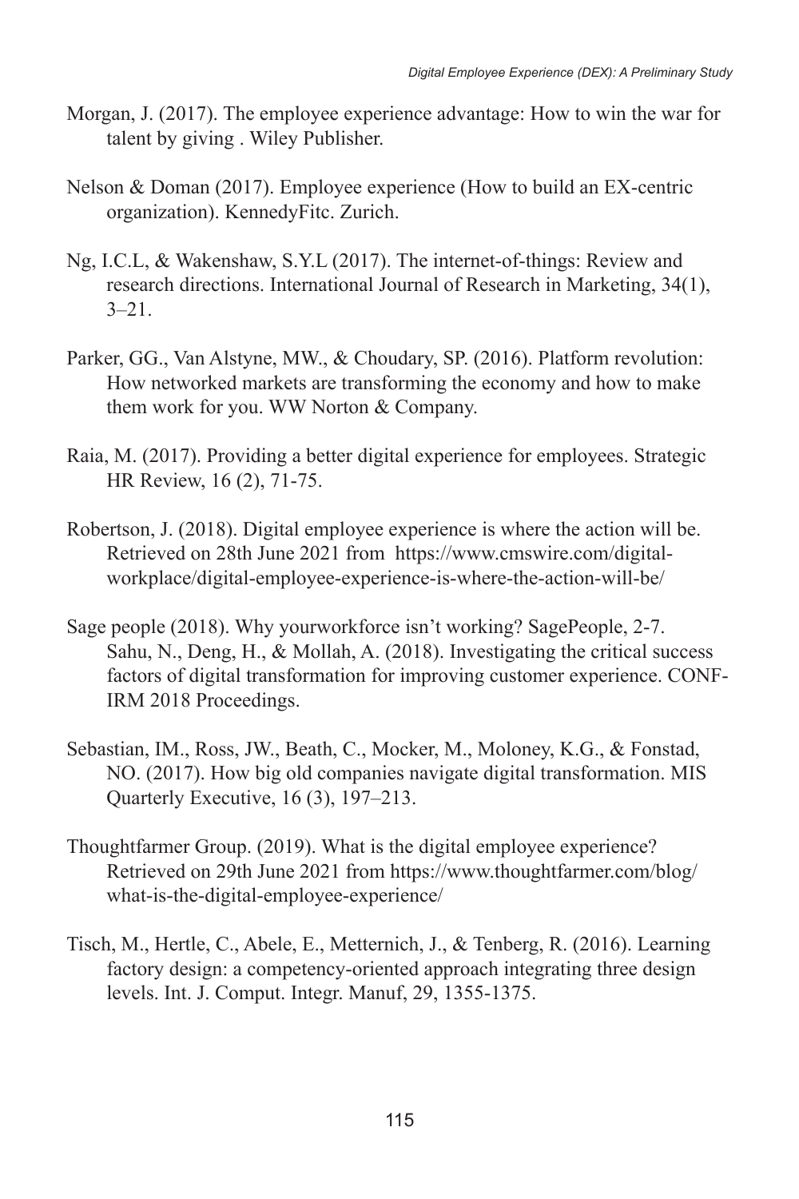Morgan, J. (2017). The employee experience advantage: How to win the war for talent by giving . Wiley Publisher.

Nelson & Doman (2017). Employee experience (How to build an EX-centric organization). KennedyFitc. Zurich.

Ng, I.C.L, & Wakenshaw, S.Y.L (2017). The internet-of-things: Review and research directions. International Journal of Research in Marketing, 34(1), 3–21.

Parker, GG., Van Alstyne, MW., & Choudary, SP. (2016). Platform revolution: How networked markets are transforming the economy and how to make them work for you. WW Norton & Company.

Raia, M. (2017). Providing a better digital experience for employees. Strategic HR Review, 16 (2), 71-75.

Robertson, J. (2018). Digital employee experience is where the action will be. Retrieved on 28th June 2021 from https://www.cmswire.com/digital-workplace/digital-employee-experience-is-where-the-action-will-be/

Sage people (2018). Why yourworkforce isn't working? SagePeople, 2-7.
Sahu, N., Deng, H., & Mollah, A. (2018). Investigating the critical success factors of digital transformation for improving customer experience. CONF-IRM 2018 Proceedings.

Sebastian, IM., Ross, JW., Beath, C., Mocker, M., Moloney, K.G., & Fonstad, NO. (2017). How big old companies navigate digital transformation. MIS Quarterly Executive, 16 (3), 197–213.

Thoughtfarmer Group. (2019). What is the digital employee experience? Retrieved on 29th June 2021 from https://www.thoughtfarmer.com/blog/what-is-the-digital-employee-experience/

Tisch, M., Hertle, C., Abele, E., Metternich, J., & Tenberg, R. (2016). Learning factory design: a competency-oriented approach integrating three design levels. Int. J. Comput. Integr. Manuf, 29, 1355-1375.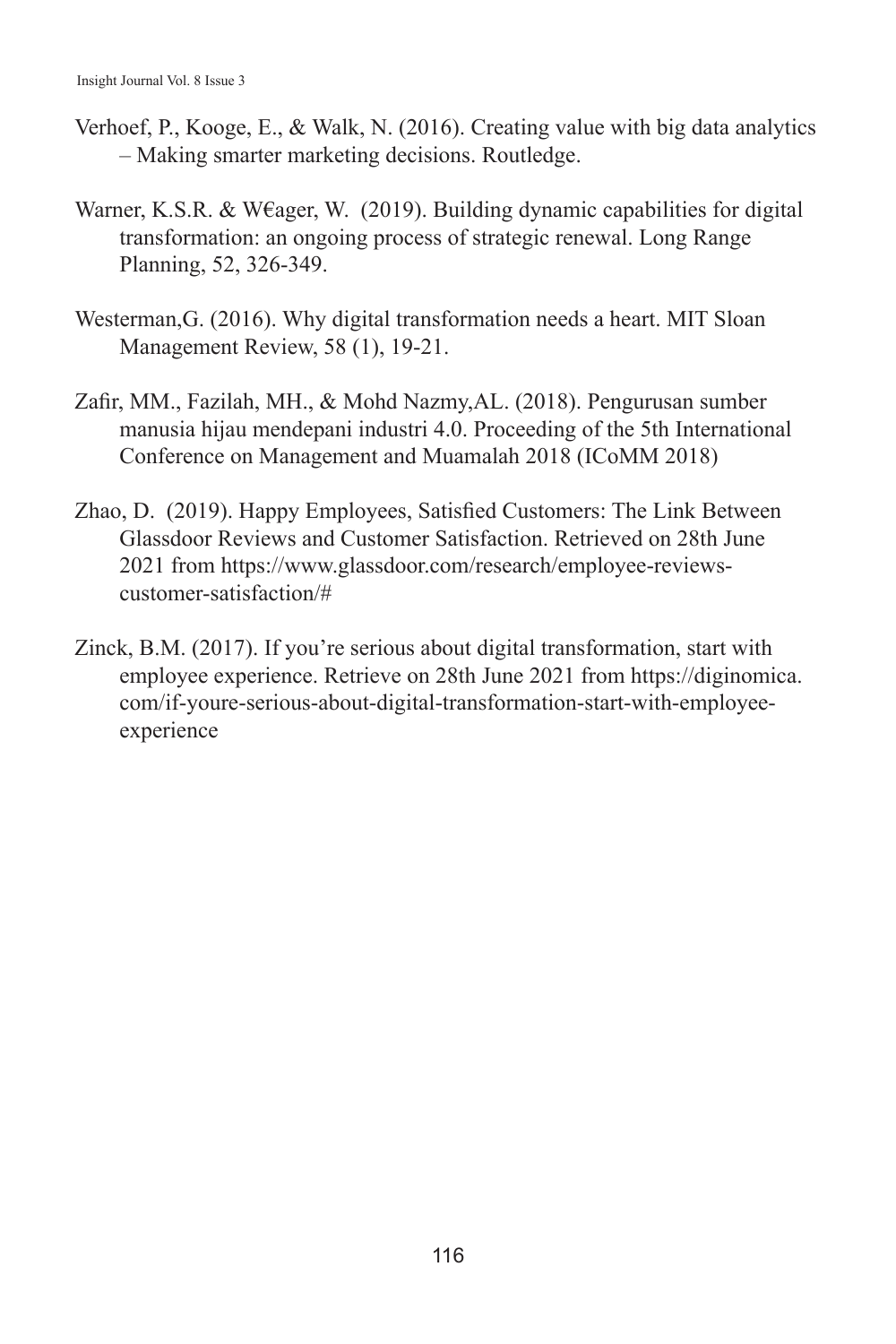Verhoef, P., Kooge, E., & Walk, N. (2016). Creating value with big data analytics – Making smarter marketing decisions. Routledge.

Warner, K.S.R. & W€ager, W. (2019). Building dynamic capabilities for digital transformation: an ongoing process of strategic renewal. Long Range Planning, 52, 326-349.

Westerman,G. (2016). Why digital transformation needs a heart. MIT Sloan Management Review, 58 (1), 19-21.

Zafir, MM., Fazilah, MH., & Mohd Nazmy,AL. (2018). Pengurusan sumber manusia hijau mendepani industri 4.0. Proceeding of the 5th International Conference on Management and Muamalah 2018 (ICoMM 2018)

Zhao, D. (2019). Happy Employees, Satisfied Customers: The Link Between Glassdoor Reviews and Customer Satisfaction. Retrieved on 28th June 2021 from https://www.glassdoor.com/research/employee-reviews-customer-satisfaction/#

Zinck, B.M. (2017). If you're serious about digital transformation, start with employee experience. Retrieve on 28th June 2021 from https://diginomica.com/if-youre-serious-about-digital-transformation-start-with-employee-experience